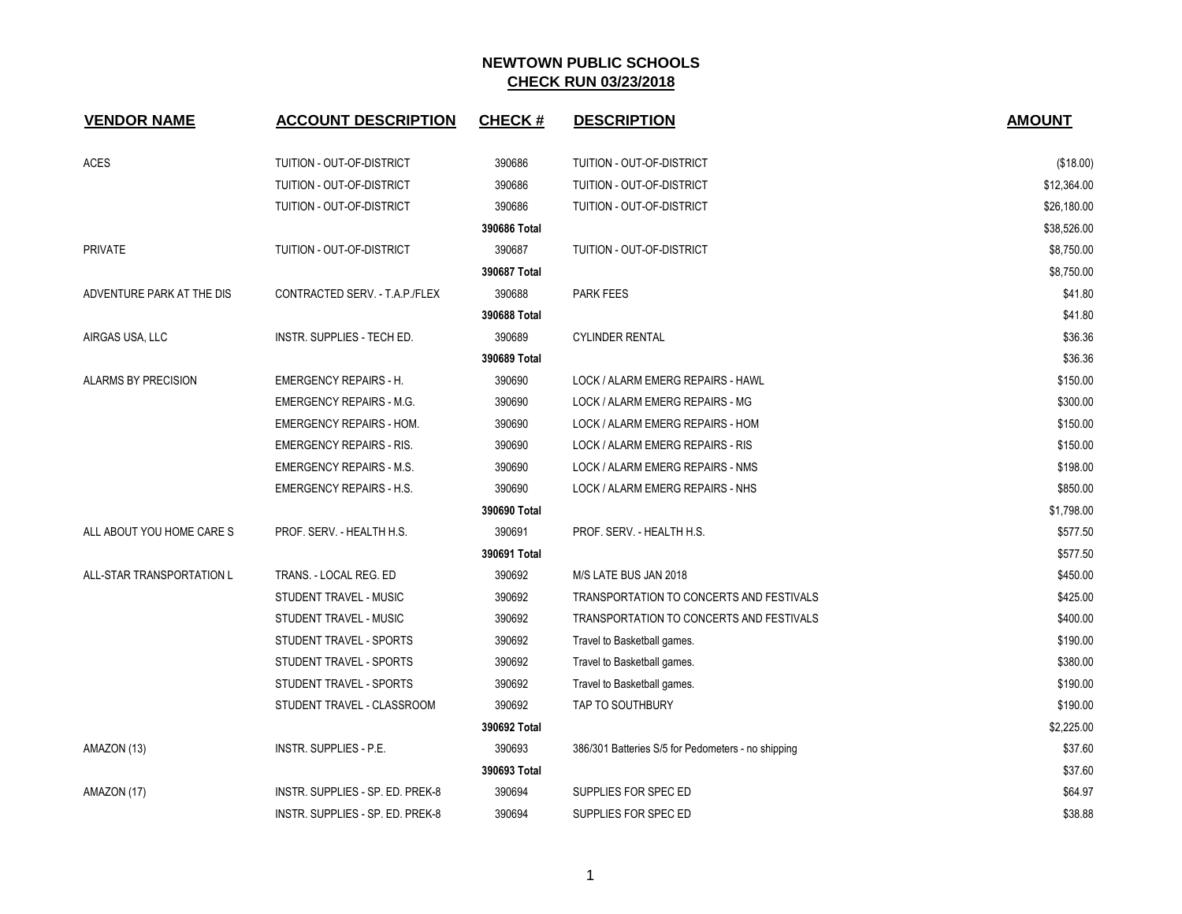# NEWTOWN PUBLIC SCHOOLS
## CHECK RUN 03/23/2018

| VENDOR NAME | ACCOUNT DESCRIPTION | CHECK # | DESCRIPTION | AMOUNT |
|---|---|---|---|---|
| ACES | TUITION - OUT-OF-DISTRICT | 390686 | TUITION - OUT-OF-DISTRICT | ($18.00) |
| | TUITION - OUT-OF-DISTRICT | 390686 | TUITION - OUT-OF-DISTRICT | $12,364.00 |
| | TUITION - OUT-OF-DISTRICT | 390686 | TUITION - OUT-OF-DISTRICT | $26,180.00 |
| | | **390686 Total** | | $38,526.00 |
| PRIVATE | TUITION - OUT-OF-DISTRICT | 390687 | TUITION - OUT-OF-DISTRICT | $8,750.00 |
| | | **390687 Total** | | $8,750.00 |
| ADVENTURE PARK AT THE DIS | CONTRACTED SERV. - T.A.P./FLEX | 390688 | PARK FEES | $41.80 |
| | | **390688 Total** | | $41.80 |
| AIRGAS USA, LLC | INSTR. SUPPLIES - TECH ED. | 390689 | CYLINDER RENTAL | $36.36 |
| | | **390689 Total** | | $36.36 |
| ALARMS BY PRECISION | EMERGENCY REPAIRS - H. | 390690 | LOCK / ALARM EMERG REPAIRS - HAWL | $150.00 |
| | EMERGENCY REPAIRS - M.G. | 390690 | LOCK / ALARM EMERG REPAIRS - MG | $300.00 |
| | EMERGENCY REPAIRS - HOM. | 390690 | LOCK / ALARM EMERG REPAIRS - HOM | $150.00 |
| | EMERGENCY REPAIRS - RIS. | 390690 | LOCK / ALARM EMERG REPAIRS - RIS | $150.00 |
| | EMERGENCY REPAIRS - M.S. | 390690 | LOCK / ALARM EMERG REPAIRS - NMS | $198.00 |
| | EMERGENCY REPAIRS - H.S. | 390690 | LOCK / ALARM EMERG REPAIRS - NHS | $850.00 |
| | | **390690 Total** | | $1,798.00 |
| ALL ABOUT YOU HOME CARE S | PROF. SERV. - HEALTH H.S. | 390691 | PROF. SERV. - HEALTH H.S. | $577.50 |
| | | **390691 Total** | | $577.50 |
| ALL-STAR TRANSPORTATION L | TRANS. - LOCAL REG. ED | 390692 | M/S LATE BUS JAN 2018 | $450.00 |
| | STUDENT TRAVEL - MUSIC | 390692 | TRANSPORTATION TO CONCERTS AND FESTIVALS | $425.00 |
| | STUDENT TRAVEL - MUSIC | 390692 | TRANSPORTATION TO CONCERTS AND FESTIVALS | $400.00 |
| | STUDENT TRAVEL - SPORTS | 390692 | Travel to Basketball games. | $190.00 |
| | STUDENT TRAVEL - SPORTS | 390692 | Travel to Basketball games. | $380.00 |
| | STUDENT TRAVEL - SPORTS | 390692 | Travel to Basketball games. | $190.00 |
| | STUDENT TRAVEL - CLASSROOM | 390692 | TAP TO SOUTHBURY | $190.00 |
| | | **390692 Total** | | $2,225.00 |
| AMAZON (13) | INSTR. SUPPLIES - P.E. | 390693 | 386/301 Batteries S/5 for Pedometers - no shipping | $37.60 |
| | | **390693 Total** | | $37.60 |
| AMAZON (17) | INSTR. SUPPLIES - SP. ED. PREK-8 | 390694 | SUPPLIES FOR SPEC ED | $64.97 |
| | INSTR. SUPPLIES - SP. ED. PREK-8 | 390694 | SUPPLIES FOR SPEC ED | $38.88 |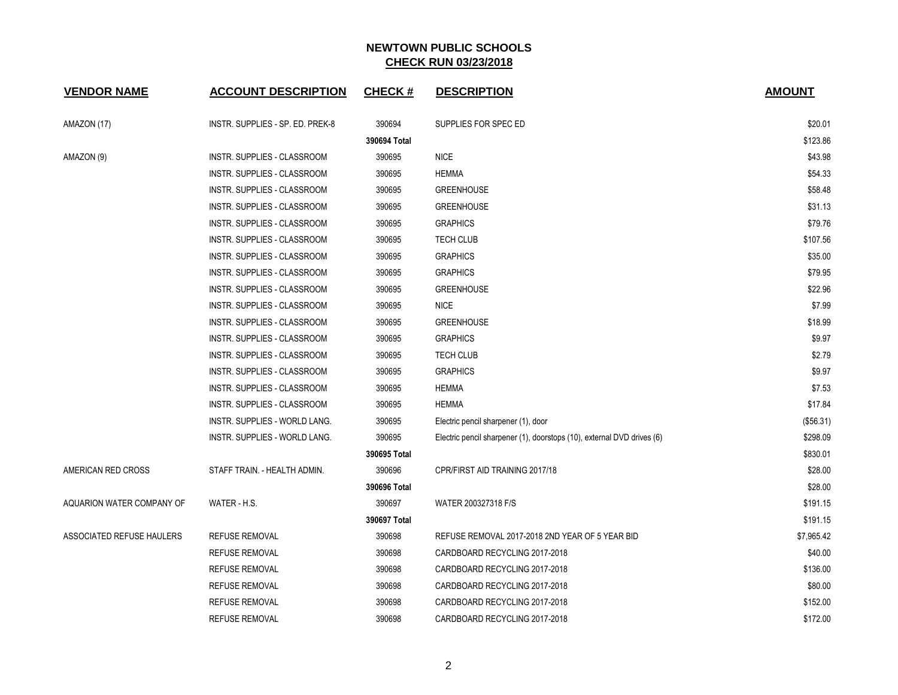**NEWTOWN PUBLIC SCHOOLS**
**CHECK RUN 03/23/2018**

| VENDOR NAME | ACCOUNT DESCRIPTION | CHECK # | DESCRIPTION | AMOUNT |
|---|---|---|---|---|
| AMAZON (17) | INSTR. SUPPLIES - SP. ED. PREK-8 | 390694 | SUPPLIES FOR SPEC ED | $20.01 |
| | | **390694 Total** | | $123.86 |
| AMAZON (9) | INSTR. SUPPLIES - CLASSROOM | 390695 | NICE | $43.98 |
| | INSTR. SUPPLIES - CLASSROOM | 390695 | HEMMA | $54.33 |
| | INSTR. SUPPLIES - CLASSROOM | 390695 | GREENHOUSE | $58.48 |
| | INSTR. SUPPLIES - CLASSROOM | 390695 | GREENHOUSE | $31.13 |
| | INSTR. SUPPLIES - CLASSROOM | 390695 | GRAPHICS | $79.76 |
| | INSTR. SUPPLIES - CLASSROOM | 390695 | TECH CLUB | $107.56 |
| | INSTR. SUPPLIES - CLASSROOM | 390695 | GRAPHICS | $35.00 |
| | INSTR. SUPPLIES - CLASSROOM | 390695 | GRAPHICS | $79.95 |
| | INSTR. SUPPLIES - CLASSROOM | 390695 | GREENHOUSE | $22.96 |
| | INSTR. SUPPLIES - CLASSROOM | 390695 | NICE | $7.99 |
| | INSTR. SUPPLIES - CLASSROOM | 390695 | GREENHOUSE | $18.99 |
| | INSTR. SUPPLIES - CLASSROOM | 390695 | GRAPHICS | $9.97 |
| | INSTR. SUPPLIES - CLASSROOM | 390695 | TECH CLUB | $2.79 |
| | INSTR. SUPPLIES - CLASSROOM | 390695 | GRAPHICS | $9.97 |
| | INSTR. SUPPLIES - CLASSROOM | 390695 | HEMMA | $7.53 |
| | INSTR. SUPPLIES - CLASSROOM | 390695 | HEMMA | $17.84 |
| | INSTR. SUPPLIES - WORLD LANG. | 390695 | Electric pencil sharpener (1), door | ($56.31) |
| | INSTR. SUPPLIES - WORLD LANG. | 390695 | Electric pencil sharpener (1), doorstops (10), external DVD drives (6) | $298.09 |
| | | **390695 Total** | | $830.01 |
| AMERICAN RED CROSS | STAFF TRAIN. - HEALTH ADMIN. | 390696 | CPR/FIRST AID TRAINING 2017/18 | $28.00 |
| | | **390696 Total** | | $28.00 |
| AQUARION WATER COMPANY OF | WATER - H.S. | 390697 | WATER 200327318 F/S | $191.15 |
| | | **390697 Total** | | $191.15 |
| ASSOCIATED REFUSE HAULERS | REFUSE REMOVAL | 390698 | REFUSE REMOVAL 2017-2018 2ND YEAR OF 5 YEAR BID | $7,965.42 |
| | REFUSE REMOVAL | 390698 | CARDBOARD RECYCLING 2017-2018 | $40.00 |
| | REFUSE REMOVAL | 390698 | CARDBOARD RECYCLING 2017-2018 | $136.00 |
| | REFUSE REMOVAL | 390698 | CARDBOARD RECYCLING 2017-2018 | $80.00 |
| | REFUSE REMOVAL | 390698 | CARDBOARD RECYCLING 2017-2018 | $152.00 |
| | REFUSE REMOVAL | 390698 | CARDBOARD RECYCLING 2017-2018 | $172.00 |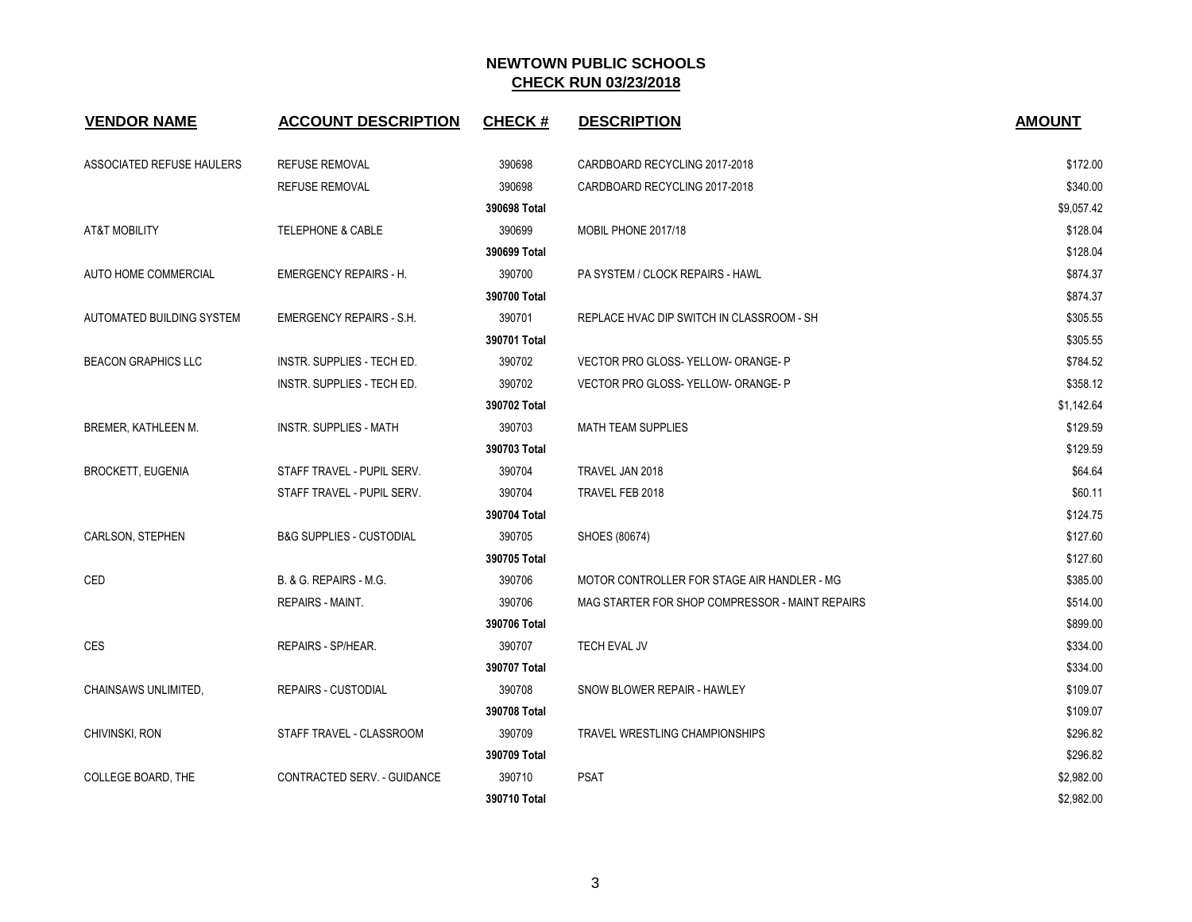## NEWTOWN PUBLIC SCHOOLS
## CHECK RUN 03/23/2018

| VENDOR NAME | ACCOUNT DESCRIPTION | CHECK # | DESCRIPTION | AMOUNT |
|---|---|---|---|---|
| ASSOCIATED REFUSE HAULERS | REFUSE REMOVAL | 390698 | CARDBOARD RECYCLING 2017-2018 | $172.00 |
| | REFUSE REMOVAL | 390698 | CARDBOARD RECYCLING 2017-2018 | $340.00 |
| | | **390698 Total** | | $9,057.42 |
| AT&T MOBILITY | TELEPHONE & CABLE | 390699 | MOBIL PHONE 2017/18 | $128.04 |
| | | **390699 Total** | | $128.04 |
| AUTO HOME COMMERCIAL | EMERGENCY REPAIRS - H. | 390700 | PA SYSTEM / CLOCK REPAIRS - HAWL | $874.37 |
| | | **390700 Total** | | $874.37 |
| AUTOMATED BUILDING SYSTEM | EMERGENCY REPAIRS - S.H. | 390701 | REPLACE HVAC DIP SWITCH IN CLASSROOM - SH | $305.55 |
| | | **390701 Total** | | $305.55 |
| BEACON GRAPHICS LLC | INSTR. SUPPLIES - TECH ED. | 390702 | VECTOR PRO GLOSS- YELLOW- ORANGE- P | $784.52 |
| | INSTR. SUPPLIES - TECH ED. | 390702 | VECTOR PRO GLOSS- YELLOW- ORANGE- P | $358.12 |
| | | **390702 Total** | | $1,142.64 |
| BREMER, KATHLEEN M. | INSTR. SUPPLIES - MATH | 390703 | MATH TEAM SUPPLIES | $129.59 |
| | | **390703 Total** | | $129.59 |
| BROCKETT, EUGENIA | STAFF TRAVEL - PUPIL SERV. | 390704 | TRAVEL JAN 2018 | $64.64 |
| | STAFF TRAVEL - PUPIL SERV. | 390704 | TRAVEL FEB 2018 | $60.11 |
| | | **390704 Total** | | $124.75 |
| CARLSON, STEPHEN | B&G SUPPLIES - CUSTODIAL | 390705 | SHOES (80674) | $127.60 |
| | | **390705 Total** | | $127.60 |
| CED | B. & G. REPAIRS - M.G. | 390706 | MOTOR CONTROLLER FOR STAGE AIR HANDLER - MG | $385.00 |
| | REPAIRS - MAINT. | 390706 | MAG STARTER FOR SHOP COMPRESSOR - MAINT REPAIRS | $514.00 |
| | | **390706 Total** | | $899.00 |
| CES | REPAIRS - SP/HEAR. | 390707 | TECH EVAL JV | $334.00 |
| | | **390707 Total** | | $334.00 |
| CHAINSAWS UNLIMITED, | REPAIRS - CUSTODIAL | 390708 | SNOW BLOWER REPAIR - HAWLEY | $109.07 |
| | | **390708 Total** | | $109.07 |
| CHIVINSKI, RON | STAFF TRAVEL - CLASSROOM | 390709 | TRAVEL WRESTLING CHAMPIONSHIPS | $296.82 |
| | | **390709 Total** | | $296.82 |
| COLLEGE BOARD, THE | CONTRACTED SERV. - GUIDANCE | 390710 | PSAT | $2,982.00 |
| | | **390710 Total** | | $2,982.00 |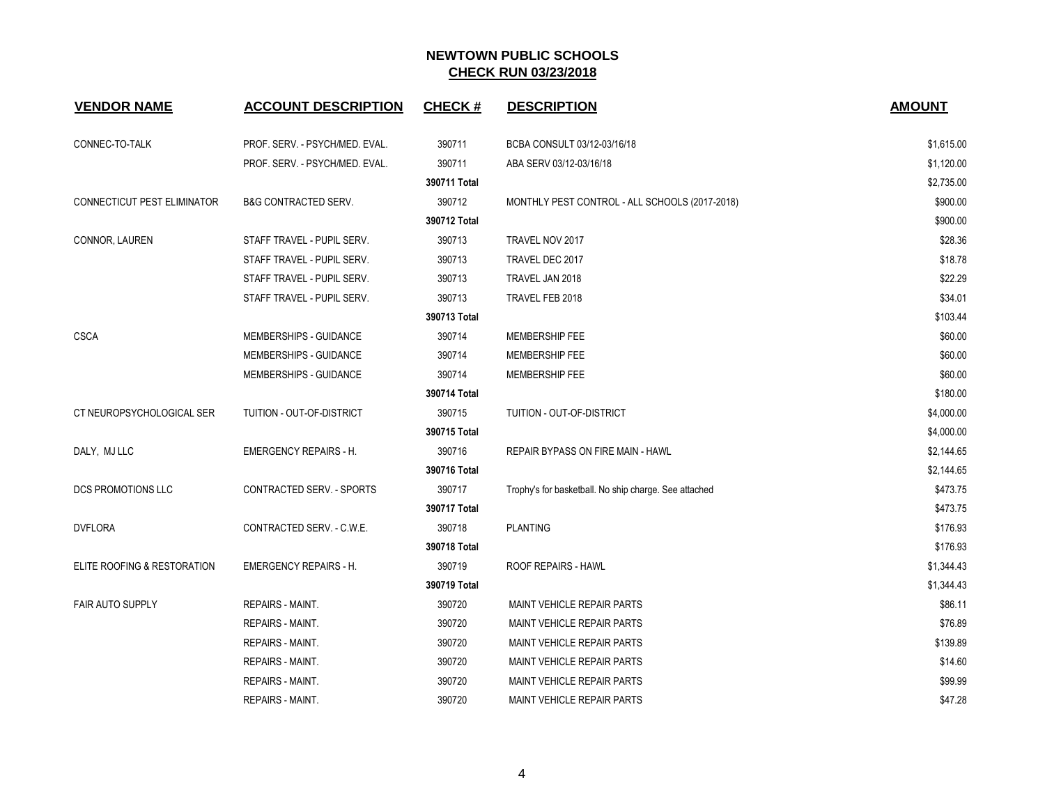## NEWTOWN PUBLIC SCHOOLS
## CHECK RUN 03/23/2018

| VENDOR NAME | ACCOUNT DESCRIPTION | CHECK # | DESCRIPTION | AMOUNT |
|---|---|---|---|---|
| CONNEC-TO-TALK | PROF. SERV. - PSYCH/MED. EVAL. | 390711 | BCBA CONSULT 03/12-03/16/18 | $1,615.00 |
| | PROF. SERV. - PSYCH/MED. EVAL. | 390711 | ABA SERV 03/12-03/16/18 | $1,120.00 |
| | | 390711 Total | | $2,735.00 |
| CONNECTICUT PEST ELIMINATOR | B&G CONTRACTED SERV. | 390712 | MONTHLY PEST CONTROL - ALL SCHOOLS (2017-2018) | $900.00 |
| | | 390712 Total | | $900.00 |
| CONNOR, LAUREN | STAFF TRAVEL - PUPIL SERV. | 390713 | TRAVEL NOV 2017 | $28.36 |
| | STAFF TRAVEL - PUPIL SERV. | 390713 | TRAVEL DEC 2017 | $18.78 |
| | STAFF TRAVEL - PUPIL SERV. | 390713 | TRAVEL JAN 2018 | $22.29 |
| | STAFF TRAVEL - PUPIL SERV. | 390713 | TRAVEL FEB 2018 | $34.01 |
| | | 390713 Total | | $103.44 |
| CSCA | MEMBERSHIPS - GUIDANCE | 390714 | MEMBERSHIP FEE | $60.00 |
| | MEMBERSHIPS - GUIDANCE | 390714 | MEMBERSHIP FEE | $60.00 |
| | MEMBERSHIPS - GUIDANCE | 390714 | MEMBERSHIP FEE | $60.00 |
| | | 390714 Total | | $180.00 |
| CT NEUROPSYCHOLOGICAL SER | TUITION - OUT-OF-DISTRICT | 390715 | TUITION - OUT-OF-DISTRICT | $4,000.00 |
| | | 390715 Total | | $4,000.00 |
| DALY, MJ LLC | EMERGENCY REPAIRS - H. | 390716 | REPAIR BYPASS ON FIRE MAIN - HAWL | $2,144.65 |
| | | 390716 Total | | $2,144.65 |
| DCS PROMOTIONS LLC | CONTRACTED SERV. - SPORTS | 390717 | Trophy's for basketball. No ship charge. See attached | $473.75 |
| | | 390717 Total | | $473.75 |
| DVFLORA | CONTRACTED SERV. - C.W.E. | 390718 | PLANTING | $176.93 |
| | | 390718 Total | | $176.93 |
| ELITE ROOFING & RESTORATION | EMERGENCY REPAIRS - H. | 390719 | ROOF REPAIRS - HAWL | $1,344.43 |
| | | 390719 Total | | $1,344.43 |
| FAIR AUTO SUPPLY | REPAIRS - MAINT. | 390720 | MAINT VEHICLE REPAIR PARTS | $86.11 |
| | REPAIRS - MAINT. | 390720 | MAINT VEHICLE REPAIR PARTS | $76.89 |
| | REPAIRS - MAINT. | 390720 | MAINT VEHICLE REPAIR PARTS | $139.89 |
| | REPAIRS - MAINT. | 390720 | MAINT VEHICLE REPAIR PARTS | $14.60 |
| | REPAIRS - MAINT. | 390720 | MAINT VEHICLE REPAIR PARTS | $99.99 |
| | REPAIRS - MAINT. | 390720 | MAINT VEHICLE REPAIR PARTS | $47.28 |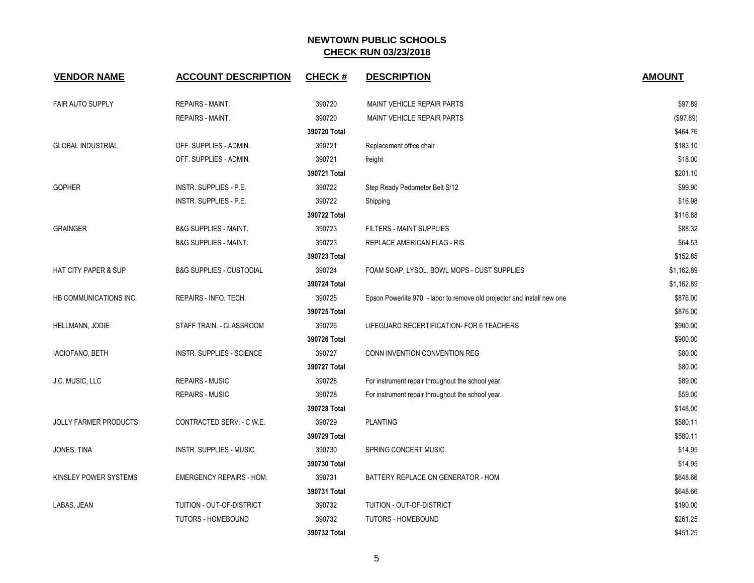# NEWTOWN PUBLIC SCHOOLS

## CHECK RUN 03/23/2018

| VENDOR NAME | ACCOUNT DESCRIPTION | CHECK # | DESCRIPTION | AMOUNT |
|---|---|---|---|---|
| FAIR AUTO SUPPLY | REPAIRS - MAINT. | 390720 | MAINT VEHICLE REPAIR PARTS | $97.89 |
| | REPAIRS - MAINT. | 390720 | MAINT VEHICLE REPAIR PARTS | ($97.89) |
| | | **390720 Total** | | $464.76 |
| GLOBAL INDUSTRIAL | OFF. SUPPLIES - ADMIN. | 390721 | Replacement office chair | $183.10 |
| | OFF. SUPPLIES - ADMIN. | 390721 | freight | $18.00 |
| | | **390721 Total** | | $201.10 |
| GOPHER | INSTR. SUPPLIES - P.E. | 390722 | Step Ready Pedometer Belt S/12 | $99.90 |
| | INSTR. SUPPLIES - P.E. | 390722 | Shipping | $16.98 |
| | | **390722 Total** | | $116.88 |
| GRAINGER | B&G SUPPLIES - MAINT. | 390723 | FILTERS - MAINT SUPPLIES | $88.32 |
| | B&G SUPPLIES - MAINT. | 390723 | REPLACE AMERICAN FLAG - RIS | $64.53 |
| | | **390723 Total** | | $152.85 |
| HAT CITY PAPER & SUP | B&G SUPPLIES - CUSTODIAL | 390724 | FOAM SOAP, LYSOL, BOWL MOPS - CUST SUPPLIES | $1,162.89 |
| | | **390724 Total** | | $1,162.89 |
| HB COMMUNICATIONS INC. | REPAIRS - INFO. TECH. | 390725 | Epson Powerlite 970 - labor to remove old projector and install new one | $876.00 |
| | | **390725 Total** | | $876.00 |
| HELLMANN, JODIE | STAFF TRAIN. - CLASSROOM | 390726 | LIFEGUARD RECERTIFICATION- FOR 6 TEACHERS | $900.00 |
| | | **390726 Total** | | $900.00 |
| IACIOFANO, BETH | INSTR. SUPPLIES - SCIENCE | 390727 | CONN INVENTION CONVENTION REG | $80.00 |
| | | **390727 Total** | | $80.00 |
| J.C. MUSIC, LLC | REPAIRS - MUSIC | 390728 | For instrument repair throughout the school year. | $89.00 |
| | REPAIRS - MUSIC | 390728 | For instrument repair throughout the school year. | $59.00 |
| | | **390728 Total** | | $148.00 |
| JOLLY FARMER PRODUCTS | CONTRACTED SERV. - C.W.E. | 390729 | PLANTING | $580.11 |
| | | **390729 Total** | | $580.11 |
| JONES, TINA | INSTR. SUPPLIES - MUSIC | 390730 | SPRING CONCERT MUSIC | $14.95 |
| | | **390730 Total** | | $14.95 |
| KINSLEY POWER SYSTEMS | EMERGENCY REPAIRS - HOM. | 390731 | BATTERY REPLACE ON GENERATOR - HOM | $648.66 |
| | | **390731 Total** | | $648.66 |
| LABAS, JEAN | TUITION - OUT-OF-DISTRICT | 390732 | TUITION - OUT-OF-DISTRICT | $190.00 |
| | TUTORS - HOMEBOUND | 390732 | TUTORS - HOMEBOUND | $261.25 |
| | | **390732 Total** | | $451.25 |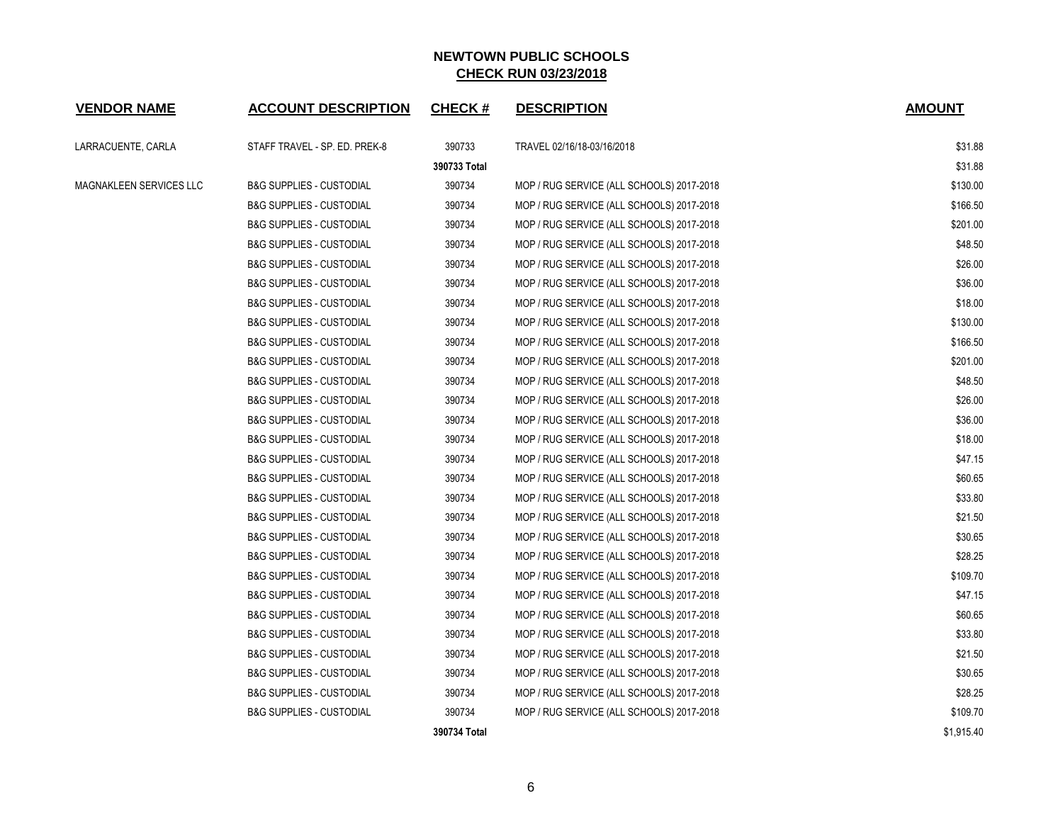## NEWTOWN PUBLIC SCHOOLS
## CHECK RUN 03/23/2018

| VENDOR NAME | ACCOUNT DESCRIPTION | CHECK # | DESCRIPTION | AMOUNT |
|---|---|---|---|---|
| LARRACUENTE, CARLA | STAFF TRAVEL - SP. ED. PREK-8 | 390733 | TRAVEL 02/16/18-03/16/2018 | $31.88 |
| | | **390733 Total** | | $31.88 |
| MAGNAKLEEN SERVICES LLC | B&G SUPPLIES - CUSTODIAL | 390734 | MOP / RUG SERVICE (ALL SCHOOLS) 2017-2018 | $130.00 |
| | B&G SUPPLIES - CUSTODIAL | 390734 | MOP / RUG SERVICE (ALL SCHOOLS) 2017-2018 | $166.50 |
| | B&G SUPPLIES - CUSTODIAL | 390734 | MOP / RUG SERVICE (ALL SCHOOLS) 2017-2018 | $201.00 |
| | B&G SUPPLIES - CUSTODIAL | 390734 | MOP / RUG SERVICE (ALL SCHOOLS) 2017-2018 | $48.50 |
| | B&G SUPPLIES - CUSTODIAL | 390734 | MOP / RUG SERVICE (ALL SCHOOLS) 2017-2018 | $26.00 |
| | B&G SUPPLIES - CUSTODIAL | 390734 | MOP / RUG SERVICE (ALL SCHOOLS) 2017-2018 | $36.00 |
| | B&G SUPPLIES - CUSTODIAL | 390734 | MOP / RUG SERVICE (ALL SCHOOLS) 2017-2018 | $18.00 |
| | B&G SUPPLIES - CUSTODIAL | 390734 | MOP / RUG SERVICE (ALL SCHOOLS) 2017-2018 | $130.00 |
| | B&G SUPPLIES - CUSTODIAL | 390734 | MOP / RUG SERVICE (ALL SCHOOLS) 2017-2018 | $166.50 |
| | B&G SUPPLIES - CUSTODIAL | 390734 | MOP / RUG SERVICE (ALL SCHOOLS) 2017-2018 | $201.00 |
| | B&G SUPPLIES - CUSTODIAL | 390734 | MOP / RUG SERVICE (ALL SCHOOLS) 2017-2018 | $48.50 |
| | B&G SUPPLIES - CUSTODIAL | 390734 | MOP / RUG SERVICE (ALL SCHOOLS) 2017-2018 | $26.00 |
| | B&G SUPPLIES - CUSTODIAL | 390734 | MOP / RUG SERVICE (ALL SCHOOLS) 2017-2018 | $36.00 |
| | B&G SUPPLIES - CUSTODIAL | 390734 | MOP / RUG SERVICE (ALL SCHOOLS) 2017-2018 | $18.00 |
| | B&G SUPPLIES - CUSTODIAL | 390734 | MOP / RUG SERVICE (ALL SCHOOLS) 2017-2018 | $47.15 |
| | B&G SUPPLIES - CUSTODIAL | 390734 | MOP / RUG SERVICE (ALL SCHOOLS) 2017-2018 | $60.65 |
| | B&G SUPPLIES - CUSTODIAL | 390734 | MOP / RUG SERVICE (ALL SCHOOLS) 2017-2018 | $33.80 |
| | B&G SUPPLIES - CUSTODIAL | 390734 | MOP / RUG SERVICE (ALL SCHOOLS) 2017-2018 | $21.50 |
| | B&G SUPPLIES - CUSTODIAL | 390734 | MOP / RUG SERVICE (ALL SCHOOLS) 2017-2018 | $30.65 |
| | B&G SUPPLIES - CUSTODIAL | 390734 | MOP / RUG SERVICE (ALL SCHOOLS) 2017-2018 | $28.25 |
| | B&G SUPPLIES - CUSTODIAL | 390734 | MOP / RUG SERVICE (ALL SCHOOLS) 2017-2018 | $109.70 |
| | B&G SUPPLIES - CUSTODIAL | 390734 | MOP / RUG SERVICE (ALL SCHOOLS) 2017-2018 | $47.15 |
| | B&G SUPPLIES - CUSTODIAL | 390734 | MOP / RUG SERVICE (ALL SCHOOLS) 2017-2018 | $60.65 |
| | B&G SUPPLIES - CUSTODIAL | 390734 | MOP / RUG SERVICE (ALL SCHOOLS) 2017-2018 | $33.80 |
| | B&G SUPPLIES - CUSTODIAL | 390734 | MOP / RUG SERVICE (ALL SCHOOLS) 2017-2018 | $21.50 |
| | B&G SUPPLIES - CUSTODIAL | 390734 | MOP / RUG SERVICE (ALL SCHOOLS) 2017-2018 | $30.65 |
| | B&G SUPPLIES - CUSTODIAL | 390734 | MOP / RUG SERVICE (ALL SCHOOLS) 2017-2018 | $28.25 |
| | B&G SUPPLIES - CUSTODIAL | 390734 | MOP / RUG SERVICE (ALL SCHOOLS) 2017-2018 | $109.70 |
| | | **390734 Total** | | $1,915.40 |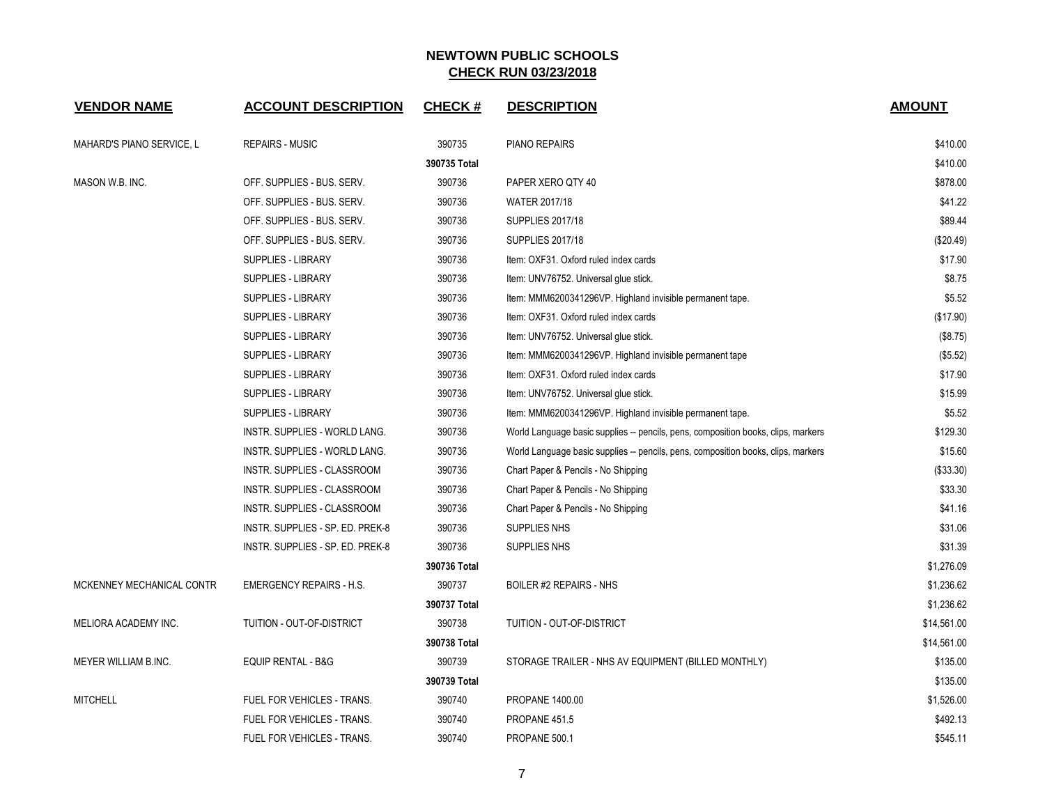# NEWTOWN PUBLIC SCHOOLS

## CHECK RUN 03/23/2018

| VENDOR NAME | ACCOUNT DESCRIPTION | CHECK # | DESCRIPTION | AMOUNT |
|---|---|---|---|---|
| MAHARD'S PIANO SERVICE, L | REPAIRS - MUSIC | 390735 | PIANO REPAIRS | $410.00 |
| | | 390735 Total | | $410.00 |
| MASON W.B. INC. | OFF. SUPPLIES - BUS. SERV. | 390736 | PAPER XERO QTY 40 | $878.00 |
| | OFF. SUPPLIES - BUS. SERV. | 390736 | WATER 2017/18 | $41.22 |
| | OFF. SUPPLIES - BUS. SERV. | 390736 | SUPPLIES 2017/18 | $89.44 |
| | OFF. SUPPLIES - BUS. SERV. | 390736 | SUPPLIES 2017/18 | ($20.49) |
| | SUPPLIES - LIBRARY | 390736 | Item: OXF31. Oxford ruled index cards | $17.90 |
| | SUPPLIES - LIBRARY | 390736 | Item: UNV76752. Universal glue stick. | $8.75 |
| | SUPPLIES - LIBRARY | 390736 | Item: MMM6200341296VP. Highland invisible permanent tape. | $5.52 |
| | SUPPLIES - LIBRARY | 390736 | Item: OXF31. Oxford ruled index cards | ($17.90) |
| | SUPPLIES - LIBRARY | 390736 | Item: UNV76752. Universal glue stick. | ($8.75) |
| | SUPPLIES - LIBRARY | 390736 | Item: MMM6200341296VP. Highland invisible permanent tape | ($5.52) |
| | SUPPLIES - LIBRARY | 390736 | Item: OXF31. Oxford ruled index cards | $17.90 |
| | SUPPLIES - LIBRARY | 390736 | Item: UNV76752. Universal glue stick. | $15.99 |
| | SUPPLIES - LIBRARY | 390736 | Item: MMM6200341296VP. Highland invisible permanent tape. | $5.52 |
| | INSTR. SUPPLIES - WORLD LANG. | 390736 | World Language basic supplies -- pencils, pens, composition books, clips, markers | $129.30 |
| | INSTR. SUPPLIES - WORLD LANG. | 390736 | World Language basic supplies -- pencils, pens, composition books, clips, markers | $15.60 |
| | INSTR. SUPPLIES - CLASSROOM | 390736 | Chart Paper & Pencils - No Shipping | ($33.30) |
| | INSTR. SUPPLIES - CLASSROOM | 390736 | Chart Paper & Pencils - No Shipping | $33.30 |
| | INSTR. SUPPLIES - CLASSROOM | 390736 | Chart Paper & Pencils - No Shipping | $41.16 |
| | INSTR. SUPPLIES - SP. ED. PREK-8 | 390736 | SUPPLIES NHS | $31.06 |
| | INSTR. SUPPLIES - SP. ED. PREK-8 | 390736 | SUPPLIES NHS | $31.39 |
| | | 390736 Total | | $1,276.09 |
| MCKENNEY MECHANICAL CONTR | EMERGENCY REPAIRS - H.S. | 390737 | BOILER #2 REPAIRS - NHS | $1,236.62 |
| | | 390737 Total | | $1,236.62 |
| MELIORA ACADEMY INC. | TUITION - OUT-OF-DISTRICT | 390738 | TUITION - OUT-OF-DISTRICT | $14,561.00 |
| | | 390738 Total | | $14,561.00 |
| MEYER WILLIAM B.INC. | EQUIP RENTAL - B&G | 390739 | STORAGE TRAILER - NHS AV EQUIPMENT (BILLED MONTHLY) | $135.00 |
| | | 390739 Total | | $135.00 |
| MITCHELL | FUEL FOR VEHICLES - TRANS. | 390740 | PROPANE 1400.00 | $1,526.00 |
| | FUEL FOR VEHICLES - TRANS. | 390740 | PROPANE 451.5 | $492.13 |
| | FUEL FOR VEHICLES - TRANS. | 390740 | PROPANE 500.1 | $545.11 |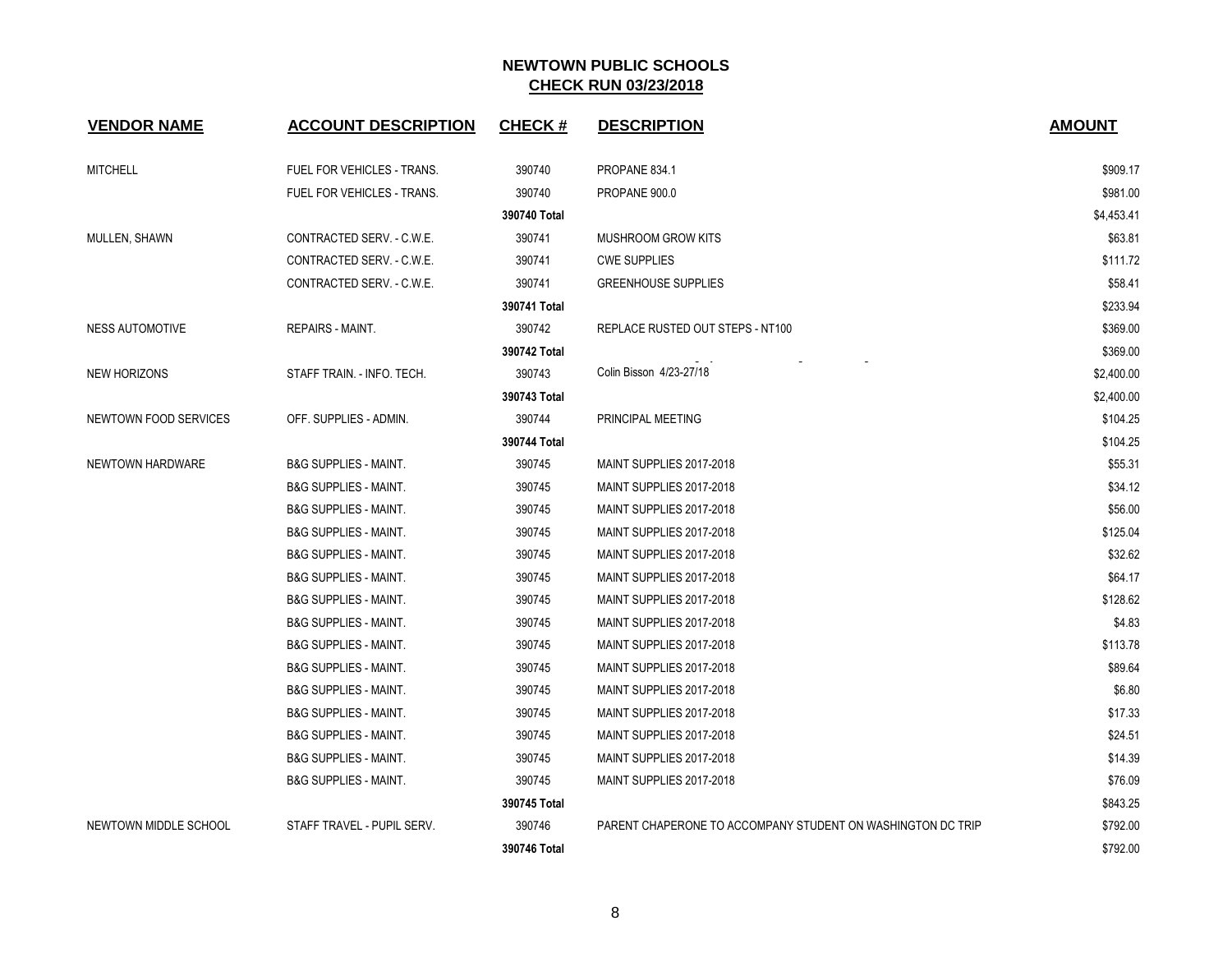## NEWTOWN PUBLIC SCHOOLS

## CHECK RUN 03/23/2018

| VENDOR NAME | ACCOUNT DESCRIPTION | CHECK # | DESCRIPTION | AMOUNT |
|---|---|---|---|---|
| MITCHELL | FUEL FOR VEHICLES - TRANS. | 390740 | PROPANE 834.1 | $909.17 |
| | FUEL FOR VEHICLES - TRANS. | 390740 | PROPANE 900.0 | $981.00 |
| | | **390740 Total** | | $4,453.41 |
| MULLEN, SHAWN | CONTRACTED SERV. - C.W.E. | 390741 | MUSHROOM GROW KITS | $63.81 |
| | CONTRACTED SERV. - C.W.E. | 390741 | CWE SUPPLIES | $111.72 |
| | CONTRACTED SERV. - C.W.E. | 390741 | GREENHOUSE SUPPLIES | $58.41 |
| | | **390741 Total** | | $233.94 |
| NESS AUTOMOTIVE | REPAIRS - MAINT. | 390742 | REPLACE RUSTED OUT STEPS - NT100 | $369.00 |
| | | **390742 Total** | | $369.00 |
| NEW HORIZONS | STAFF TRAIN. - INFO. TECH. | 390743 | Colin Bisson 4/23-27/18 | $2,400.00 |
| | | **390743 Total** | | $2,400.00 |
| NEWTOWN FOOD SERVICES | OFF. SUPPLIES - ADMIN. | 390744 | PRINCIPAL MEETING | $104.25 |
| | | **390744 Total** | | $104.25 |
| NEWTOWN HARDWARE | B&G SUPPLIES - MAINT. | 390745 | MAINT SUPPLIES 2017-2018 | $55.31 |
| | B&G SUPPLIES - MAINT. | 390745 | MAINT SUPPLIES 2017-2018 | $34.12 |
| | B&G SUPPLIES - MAINT. | 390745 | MAINT SUPPLIES 2017-2018 | $56.00 |
| | B&G SUPPLIES - MAINT. | 390745 | MAINT SUPPLIES 2017-2018 | $125.04 |
| | B&G SUPPLIES - MAINT. | 390745 | MAINT SUPPLIES 2017-2018 | $32.62 |
| | B&G SUPPLIES - MAINT. | 390745 | MAINT SUPPLIES 2017-2018 | $64.17 |
| | B&G SUPPLIES - MAINT. | 390745 | MAINT SUPPLIES 2017-2018 | $128.62 |
| | B&G SUPPLIES - MAINT. | 390745 | MAINT SUPPLIES 2017-2018 | $4.83 |
| | B&G SUPPLIES - MAINT. | 390745 | MAINT SUPPLIES 2017-2018 | $113.78 |
| | B&G SUPPLIES - MAINT. | 390745 | MAINT SUPPLIES 2017-2018 | $89.64 |
| | B&G SUPPLIES - MAINT. | 390745 | MAINT SUPPLIES 2017-2018 | $6.80 |
| | B&G SUPPLIES - MAINT. | 390745 | MAINT SUPPLIES 2017-2018 | $17.33 |
| | B&G SUPPLIES - MAINT. | 390745 | MAINT SUPPLIES 2017-2018 | $24.51 |
| | B&G SUPPLIES - MAINT. | 390745 | MAINT SUPPLIES 2017-2018 | $14.39 |
| | B&G SUPPLIES - MAINT. | 390745 | MAINT SUPPLIES 2017-2018 | $76.09 |
| | | **390745 Total** | | $843.25 |
| NEWTOWN MIDDLE SCHOOL | STAFF TRAVEL - PUPIL SERV. | 390746 | PARENT CHAPERONE TO ACCOMPANY STUDENT ON WASHINGTON DC TRIP | $792.00 |
| | | **390746 Total** | | $792.00 |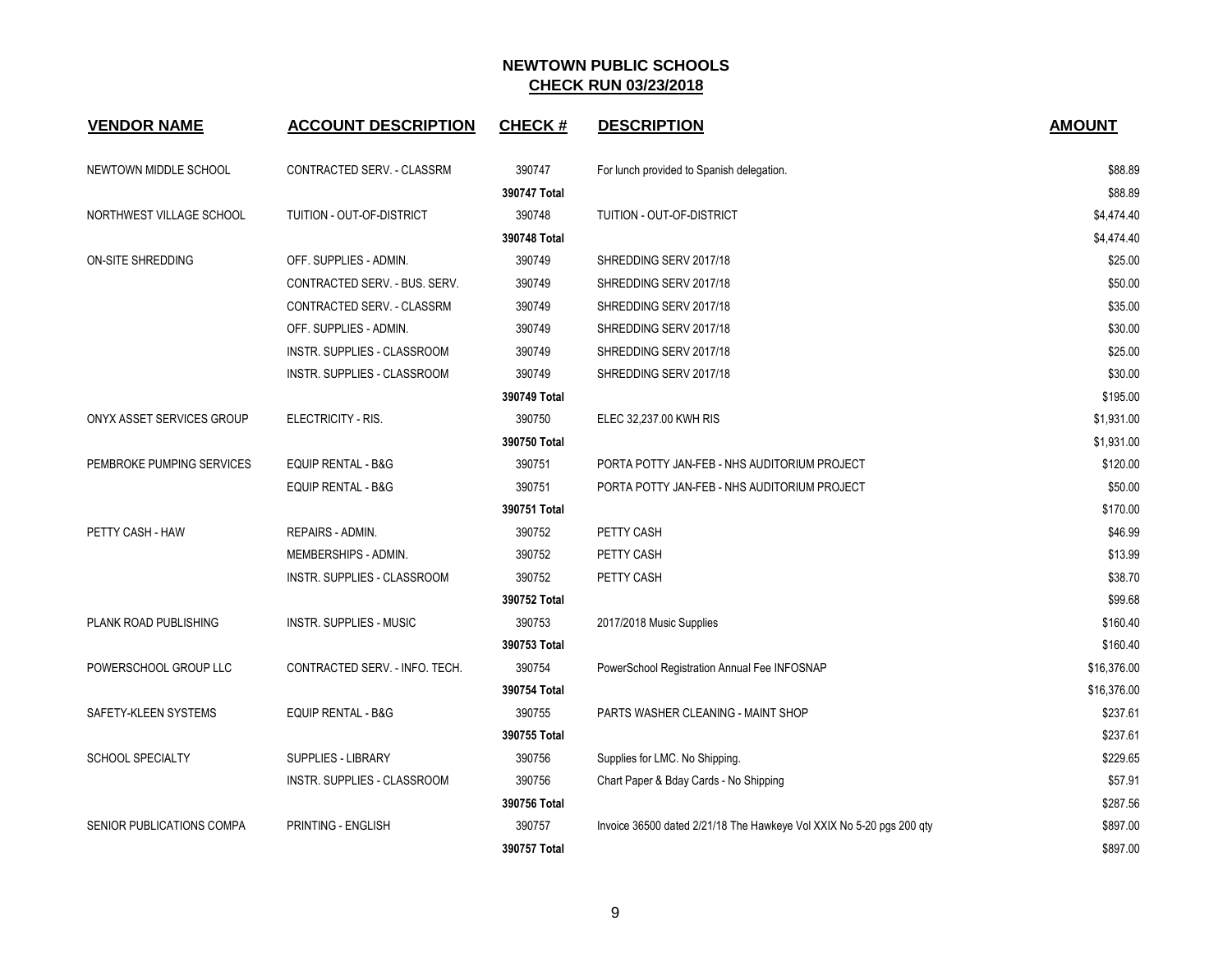# NEWTOWN PUBLIC SCHOOLS
## CHECK RUN 03/23/2018

| VENDOR NAME | ACCOUNT DESCRIPTION | CHECK # | DESCRIPTION | AMOUNT |
|---|---|---|---|---|
| NEWTOWN MIDDLE SCHOOL | CONTRACTED SERV. - CLASSRM | 390747 | For lunch provided to Spanish delegation. | $88.89 |
| | | 390747 Total | | $88.89 |
| NORTHWEST VILLAGE SCHOOL | TUITION - OUT-OF-DISTRICT | 390748 | TUITION - OUT-OF-DISTRICT | $4,474.40 |
| | | 390748 Total | | $4,474.40 |
| ON-SITE SHREDDING | OFF. SUPPLIES - ADMIN. | 390749 | SHREDDING SERV 2017/18 | $25.00 |
| | CONTRACTED SERV. - BUS. SERV. | 390749 | SHREDDING SERV 2017/18 | $50.00 |
| | CONTRACTED SERV. - CLASSRM | 390749 | SHREDDING SERV 2017/18 | $35.00 |
| | OFF. SUPPLIES - ADMIN. | 390749 | SHREDDING SERV 2017/18 | $30.00 |
| | INSTR. SUPPLIES - CLASSROOM | 390749 | SHREDDING SERV 2017/18 | $25.00 |
| | INSTR. SUPPLIES - CLASSROOM | 390749 | SHREDDING SERV 2017/18 | $30.00 |
| | | 390749 Total | | $195.00 |
| ONYX ASSET SERVICES GROUP | ELECTRICITY - RIS. | 390750 | ELEC 32,237.00 KWH RIS | $1,931.00 |
| | | 390750 Total | | $1,931.00 |
| PEMBROKE PUMPING SERVICES | EQUIP RENTAL - B&G | 390751 | PORTA POTTY JAN-FEB - NHS AUDITORIUM PROJECT | $120.00 |
| | EQUIP RENTAL - B&G | 390751 | PORTA POTTY JAN-FEB - NHS AUDITORIUM PROJECT | $50.00 |
| | | 390751 Total | | $170.00 |
| PETTY CASH - HAW | REPAIRS - ADMIN. | 390752 | PETTY CASH | $46.99 |
| | MEMBERSHIPS - ADMIN. | 390752 | PETTY CASH | $13.99 |
| | INSTR. SUPPLIES - CLASSROOM | 390752 | PETTY CASH | $38.70 |
| | | 390752 Total | | $99.68 |
| PLANK ROAD PUBLISHING | INSTR. SUPPLIES - MUSIC | 390753 | 2017/2018 Music Supplies | $160.40 |
| | | 390753 Total | | $160.40 |
| POWERSCHOOL GROUP LLC | CONTRACTED SERV. - INFO. TECH. | 390754 | PowerSchool Registration Annual Fee INFOSNAP | $16,376.00 |
| | | 390754 Total | | $16,376.00 |
| SAFETY-KLEEN SYSTEMS | EQUIP RENTAL - B&G | 390755 | PARTS WASHER CLEANING - MAINT SHOP | $237.61 |
| | | 390755 Total | | $237.61 |
| SCHOOL SPECIALTY | SUPPLIES - LIBRARY | 390756 | Supplies for LMC. No Shipping. | $229.65 |
| | INSTR. SUPPLIES - CLASSROOM | 390756 | Chart Paper & Bday Cards - No Shipping | $57.91 |
| | | 390756 Total | | $287.56 |
| SENIOR PUBLICATIONS COMPA | PRINTING - ENGLISH | 390757 | Invoice 36500 dated 2/21/18 The Hawkeye Vol XXIX No 5-20 pgs 200 qty | $897.00 |
| | | 390757 Total | | $897.00 |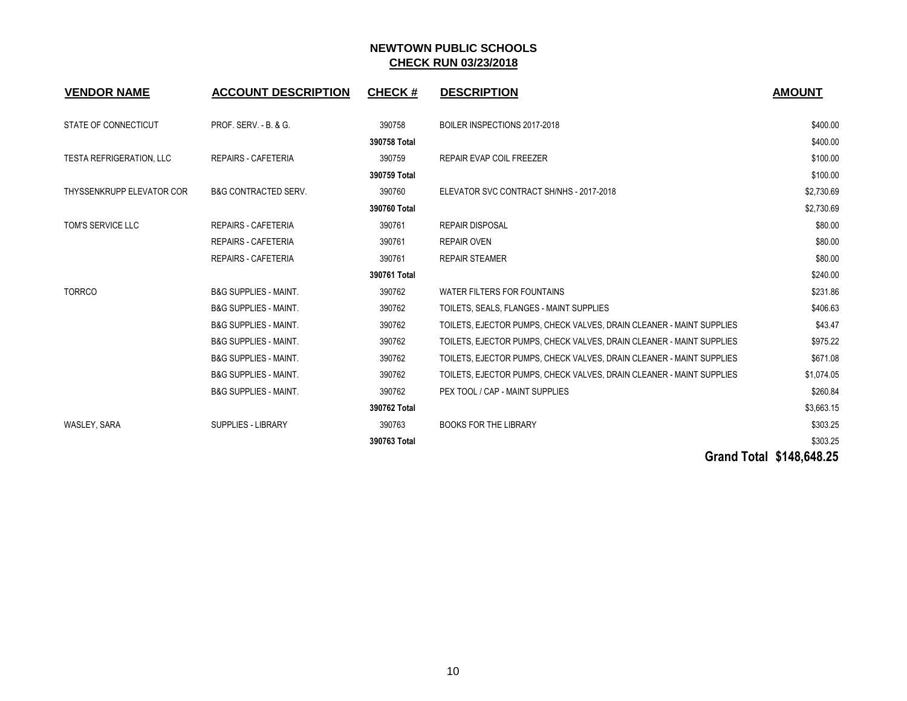# NEWTOWN PUBLIC SCHOOLS
## CHECK RUN 03/23/2018

| VENDOR NAME | ACCOUNT DESCRIPTION | CHECK # | DESCRIPTION | AMOUNT |
|---|---|---|---|---|
| STATE OF CONNECTICUT | PROF. SERV. - B. & G. | 390758 | BOILER INSPECTIONS 2017-2018 | $400.00 |
| | | **390758 Total** | | $400.00 |
| TESTA REFRIGERATION, LLC | REPAIRS - CAFETERIA | 390759 | REPAIR EVAP COIL FREEZER | $100.00 |
| | | **390759 Total** | | $100.00 |
| THYSSENKRUPP ELEVATOR COR | B&G CONTRACTED SERV. | 390760 | ELEVATOR SVC CONTRACT SH/NHS - 2017-2018 | $2,730.69 |
| | | **390760 Total** | | $2,730.69 |
| TOM'S SERVICE LLC | REPAIRS - CAFETERIA | 390761 | REPAIR DISPOSAL | $80.00 |
| | REPAIRS - CAFETERIA | 390761 | REPAIR OVEN | $80.00 |
| | REPAIRS - CAFETERIA | 390761 | REPAIR STEAMER | $80.00 |
| | | **390761 Total** | | $240.00 |
| TORRCO | B&G SUPPLIES - MAINT. | 390762 | WATER FILTERS FOR FOUNTAINS | $231.86 |
| | B&G SUPPLIES - MAINT. | 390762 | TOILETS, SEALS, FLANGES - MAINT SUPPLIES | $406.63 |
| | B&G SUPPLIES - MAINT. | 390762 | TOILETS, EJECTOR PUMPS, CHECK VALVES, DRAIN CLEANER - MAINT SUPPLIES | $43.47 |
| | B&G SUPPLIES - MAINT. | 390762 | TOILETS, EJECTOR PUMPS, CHECK VALVES, DRAIN CLEANER - MAINT SUPPLIES | $975.22 |
| | B&G SUPPLIES - MAINT. | 390762 | TOILETS, EJECTOR PUMPS, CHECK VALVES, DRAIN CLEANER - MAINT SUPPLIES | $671.08 |
| | B&G SUPPLIES - MAINT. | 390762 | TOILETS, EJECTOR PUMPS, CHECK VALVES, DRAIN CLEANER - MAINT SUPPLIES | $1,074.05 |
| | B&G SUPPLIES - MAINT. | 390762 | PEX TOOL / CAP - MAINT SUPPLIES | $260.84 |
| | | **390762 Total** | | $3,663.15 |
| WASLEY, SARA | SUPPLIES - LIBRARY | 390763 | BOOKS FOR THE LIBRARY | $303.25 |
| | | **390763 Total** | | $303.25 |
| | | | **Grand Total** | **$148,648.25** |